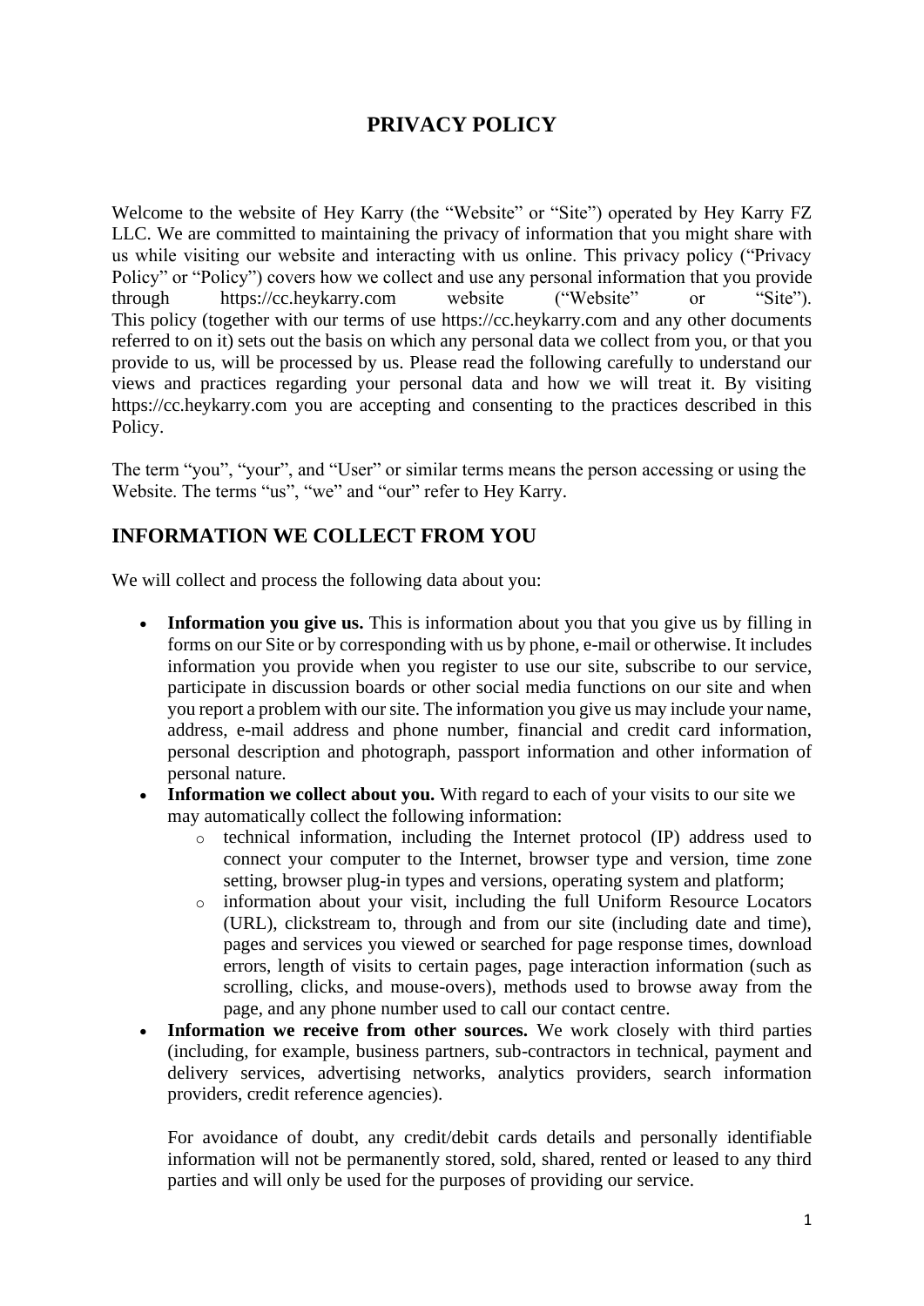# PRIVACY POLICY

Welcome to the website of Hey Karry (the "Website" or "Site") operated by Hey Karry FZ LLC. We are committed to maintaining the privacy of information that you might share with us while visiting our website and interacting with us online. This privacy policy ("Privacy Policy" or "Policy") covers how we collect and use any personal information that you provide through https://cc.heykarry.com website ("Website" or "Site"). This policy (together with our terms of use https://cc.heykarry.com and any other documents referred to on it) sets out the basis on which any personal data we collect from you, or that you provide to us, will be processed by us. Please read the following carefully to understand our views and practices regarding your personal data and how we will treat it. By visiting https://cc.heykarry.com you are accepting and consenting to the practices described in this Policy.

The term "you", "your", and "User" or similar terms means the person accessing or using the Website. The terms "us", "we" and "our" refer to Hey Karry.

## INFORMATION WE COLLECT FROM YOU

We will collect and process the following data about you:

- **Information you give us.** This is information about you that you give us by filling in forms on our Site or by corresponding with us by phone, e-mail or otherwise. It includes information you provide when you register to use our site, subscribe to our service, participate in discussion boards or other social media functions on our site and when you report a problem with our site. The information you give us may include your name, address, e-mail address and phone number, financial and credit card information, personal description and photograph, passport information and other information of personal nature.
- **Information we collect about you.** With regard to each of your visits to our site we may automatically collect the following information:
  - technical information, including the Internet protocol (IP) address used to connect your computer to the Internet, browser type and version, time zone setting, browser plug-in types and versions, operating system and platform;
  - information about your visit, including the full Uniform Resource Locators (URL), clickstream to, through and from our site (including date and time), pages and services you viewed or searched for page response times, download errors, length of visits to certain pages, page interaction information (such as scrolling, clicks, and mouse-overs), methods used to browse away from the page, and any phone number used to call our contact centre.
- **Information we receive from other sources.** We work closely with third parties (including, for example, business partners, sub-contractors in technical, payment and delivery services, advertising networks, analytics providers, search information providers, credit reference agencies).

  For avoidance of doubt, any credit/debit cards details and personally identifiable information will not be permanently stored, sold, shared, rented or leased to any third parties and will only be used for the purposes of providing our service.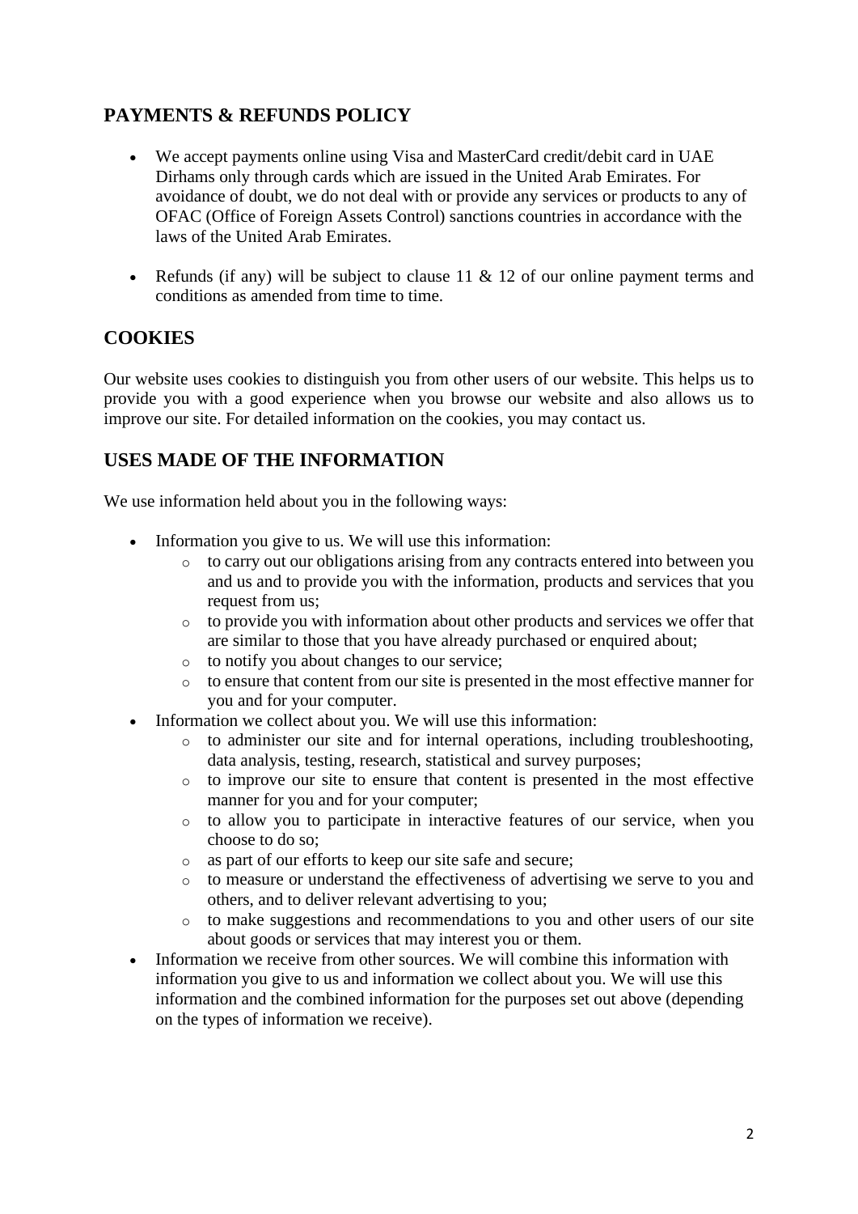## PAYMENTS & REFUNDS POLICY

- We accept payments online using Visa and MasterCard credit/debit card in UAE Dirhams only through cards which are issued in the United Arab Emirates. For avoidance of doubt, we do not deal with or provide any services or products to any of OFAC (Office of Foreign Assets Control) sanctions countries in accordance with the laws of the United Arab Emirates.

- Refunds (if any) will be subject to clause 11 & 12 of our online payment terms and conditions as amended from time to time.

## COOKIES

Our website uses cookies to distinguish you from other users of our website. This helps us to provide you with a good experience when you browse our website and also allows us to improve our site. For detailed information on the cookies, you may contact us.

## USES MADE OF THE INFORMATION

We use information held about you in the following ways:

- Information you give to us. We will use this information:
  - to carry out our obligations arising from any contracts entered into between you and us and to provide you with the information, products and services that you request from us;
  - to provide you with information about other products and services we offer that are similar to those that you have already purchased or enquired about;
  - to notify you about changes to our service;
  - to ensure that content from our site is presented in the most effective manner for you and for your computer.
- Information we collect about you. We will use this information:
  - to administer our site and for internal operations, including troubleshooting, data analysis, testing, research, statistical and survey purposes;
  - to improve our site to ensure that content is presented in the most effective manner for you and for your computer;
  - to allow you to participate in interactive features of our service, when you choose to do so;
  - as part of our efforts to keep our site safe and secure;
  - to measure or understand the effectiveness of advertising we serve to you and others, and to deliver relevant advertising to you;
  - to make suggestions and recommendations to you and other users of our site about goods or services that may interest you or them.
- Information we receive from other sources. We will combine this information with information you give to us and information we collect about you. We will use this information and the combined information for the purposes set out above (depending on the types of information we receive).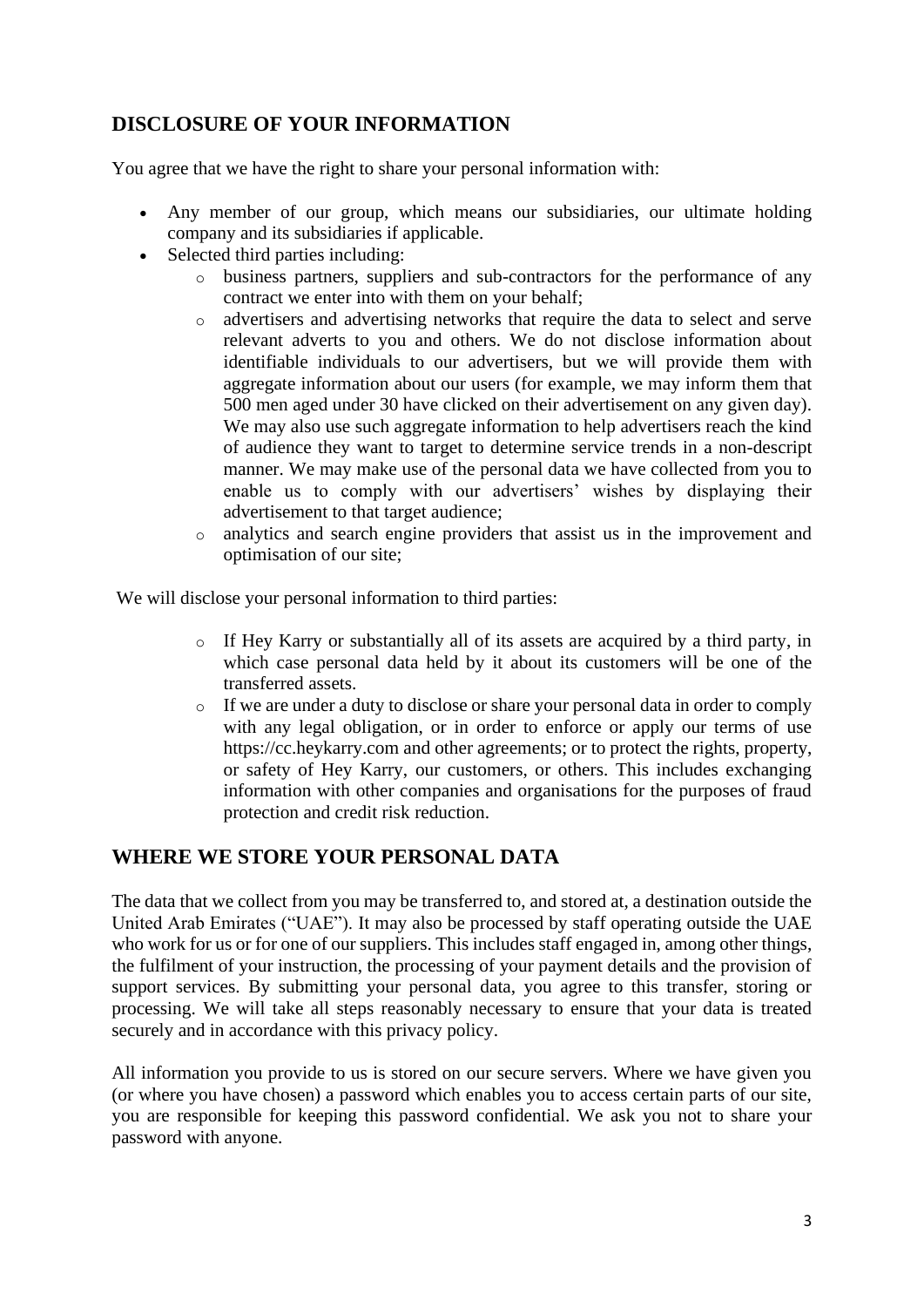## DISCLOSURE OF YOUR INFORMATION

You agree that we have the right to share your personal information with:

- Any member of our group, which means our subsidiaries, our ultimate holding company and its subsidiaries if applicable.
- Selected third parties including:
  - business partners, suppliers and sub-contractors for the performance of any contract we enter into with them on your behalf;
  - advertisers and advertising networks that require the data to select and serve relevant adverts to you and others. We do not disclose information about identifiable individuals to our advertisers, but we will provide them with aggregate information about our users (for example, we may inform them that 500 men aged under 30 have clicked on their advertisement on any given day). We may also use such aggregate information to help advertisers reach the kind of audience they want to target to determine service trends in a non-descript manner. We may make use of the personal data we have collected from you to enable us to comply with our advertisers' wishes by displaying their advertisement to that target audience;
  - analytics and search engine providers that assist us in the improvement and optimisation of our site;

We will disclose your personal information to third parties:

- If Hey Karry or substantially all of its assets are acquired by a third party, in which case personal data held by it about its customers will be one of the transferred assets.
- If we are under a duty to disclose or share your personal data in order to comply with any legal obligation, or in order to enforce or apply our terms of use https://cc.heykarry.com and other agreements; or to protect the rights, property, or safety of Hey Karry, our customers, or others. This includes exchanging information with other companies and organisations for the purposes of fraud protection and credit risk reduction.

## WHERE WE STORE YOUR PERSONAL DATA

The data that we collect from you may be transferred to, and stored at, a destination outside the United Arab Emirates ("UAE"). It may also be processed by staff operating outside the UAE who work for us or for one of our suppliers. This includes staff engaged in, among other things, the fulfilment of your instruction, the processing of your payment details and the provision of support services. By submitting your personal data, you agree to this transfer, storing or processing. We will take all steps reasonably necessary to ensure that your data is treated securely and in accordance with this privacy policy.

All information you provide to us is stored on our secure servers. Where we have given you (or where you have chosen) a password which enables you to access certain parts of our site, you are responsible for keeping this password confidential. We ask you not to share your password with anyone.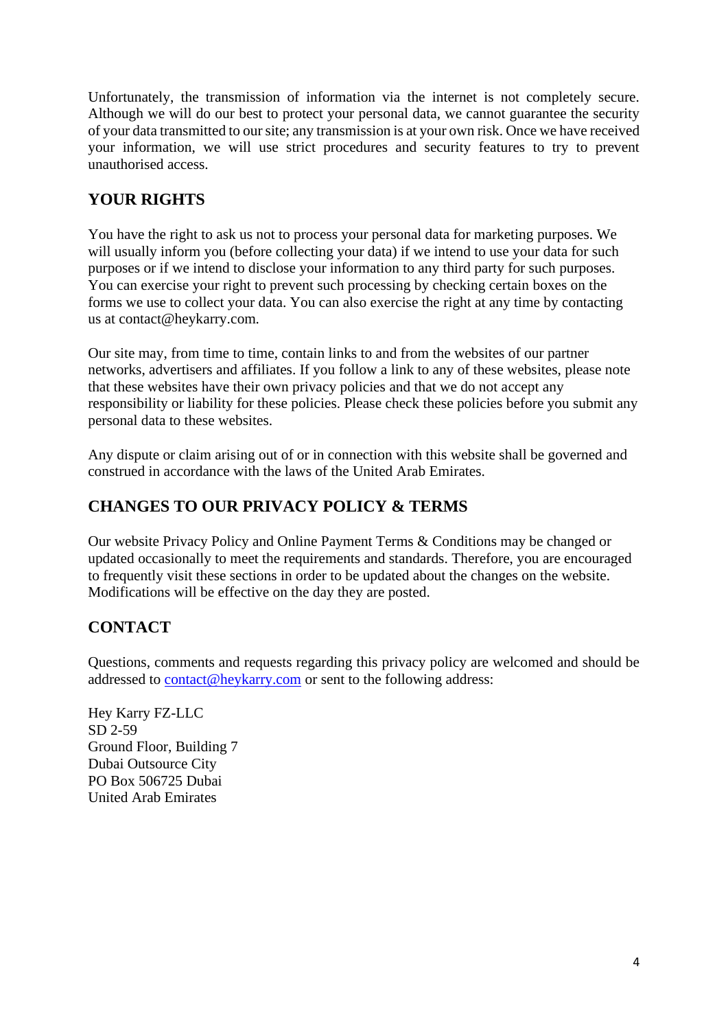Unfortunately, the transmission of information via the internet is not completely secure. Although we will do our best to protect your personal data, we cannot guarantee the security of your data transmitted to our site; any transmission is at your own risk. Once we have received your information, we will use strict procedures and security features to try to prevent unauthorised access.

## YOUR RIGHTS

You have the right to ask us not to process your personal data for marketing purposes. We will usually inform you (before collecting your data) if we intend to use your data for such purposes or if we intend to disclose your information to any third party for such purposes. You can exercise your right to prevent such processing by checking certain boxes on the forms we use to collect your data. You can also exercise the right at any time by contacting us at contact@heykarry.com.

Our site may, from time to time, contain links to and from the websites of our partner networks, advertisers and affiliates. If you follow a link to any of these websites, please note that these websites have their own privacy policies and that we do not accept any responsibility or liability for these policies. Please check these policies before you submit any personal data to these websites.

Any dispute or claim arising out of or in connection with this website shall be governed and construed in accordance with the laws of the United Arab Emirates.

## CHANGES TO OUR PRIVACY POLICY & TERMS

Our website Privacy Policy and Online Payment Terms & Conditions may be changed or updated occasionally to meet the requirements and standards. Therefore, you are encouraged to frequently visit these sections in order to be updated about the changes on the website. Modifications will be effective on the day they are posted.

## CONTACT

Questions, comments and requests regarding this privacy policy are welcomed and should be addressed to contact@heykarry.com or sent to the following address:

Hey Karry FZ-LLC  
SD 2-59  
Ground Floor, Building 7  
Dubai Outsource City  
PO Box 506725 Dubai  
United Arab Emirates